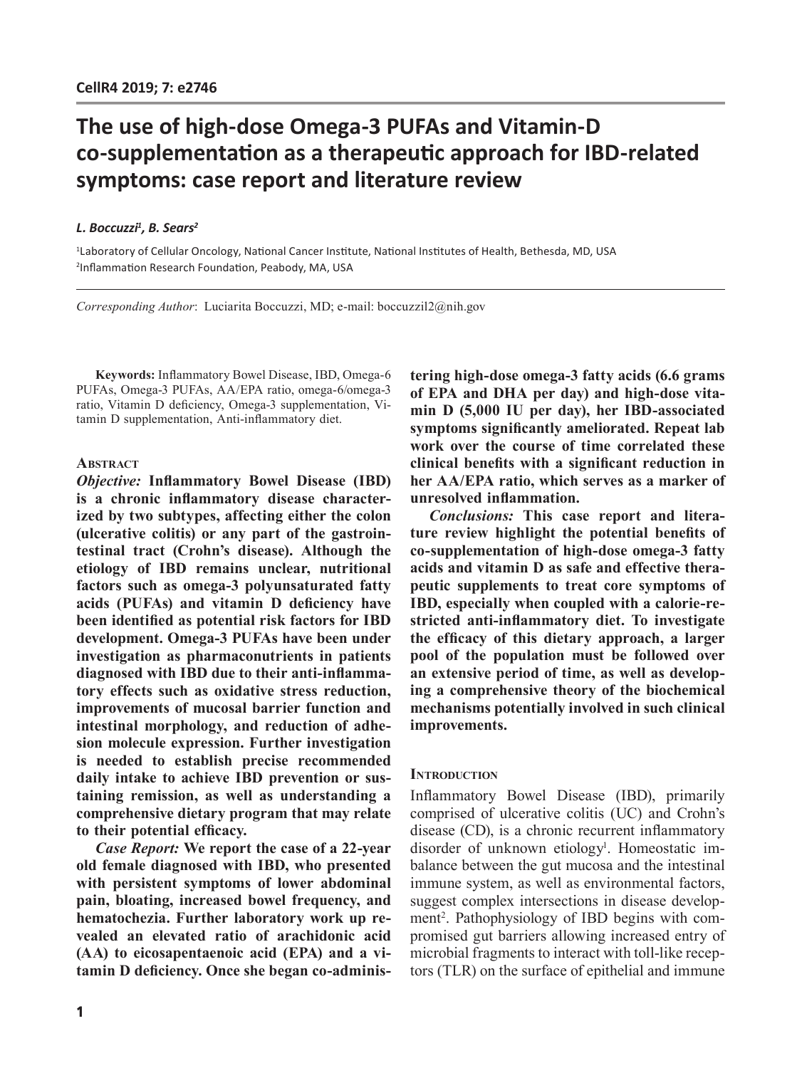# The use of high-dose Omega-3 PUFAs and Vitamin-D co-supplementation as a therapeutic approach for IBD-related symptoms: case report and literature review

*L. Boccuzzi[1], B. Sears[2]*

[1]Laboratory of Cellular Oncology, National Cancer Institute, National Institutes of Health, Bethesda, MD, USA
[2]Inflammation Research Foundation, Peabody, MA, USA

*Corresponding Author*: Luciarita Boccuzzi, MD; e-mail: boccuzzil2@nih.gov

**Keywords:** Inflammatory Bowel Disease, IBD, Omega-6 PUFAs, Omega-3 PUFAs, AA/EPA ratio, omega-6/omega-3 ratio, Vitamin D deficiency, Omega-3 supplementation, Vitamin D supplementation, Anti-inflammatory diet.

## Abstract

***Objective:*** **Inflammatory Bowel Disease (IBD) is a chronic inflammatory disease characterized by two subtypes, affecting either the colon (ulcerative colitis) or any part of the gastrointestinal tract (Crohn's disease). Although the etiology of IBD remains unclear, nutritional factors such as omega-3 polyunsaturated fatty acids (PUFAs) and vitamin D deficiency have been identified as potential risk factors for IBD development. Omega-3 PUFAs have been under investigation as pharmaconutrients in patients diagnosed with IBD due to their anti-inflammatory effects such as oxidative stress reduction, improvements of mucosal barrier function and intestinal morphology, and reduction of adhesion molecule expression. Further investigation is needed to establish precise recommended daily intake to achieve IBD prevention or sustaining remission, as well as understanding a comprehensive dietary program that may relate to their potential efficacy.**

***Case Report:*** **We report the case of a 22-year old female diagnosed with IBD, who presented with persistent symptoms of lower abdominal pain, bloating, increased bowel frequency, and hematochezia. Further laboratory work up revealed an elevated ratio of arachidonic acid (AA) to eicosapentaenoic acid (EPA) and a vitamin D deficiency. Once she began co-administering high-dose omega-3 fatty acids (6.6 grams of EPA and DHA per day) and high-dose vitamin D (5,000 IU per day), her IBD-associated symptoms significantly ameliorated. Repeat lab work over the course of time correlated these clinical benefits with a significant reduction in her AA/EPA ratio, which serves as a marker of unresolved inflammation.**

***Conclusions:*** **This case report and literature review highlight the potential benefits of co-supplementation of high-dose omega-3 fatty acids and vitamin D as safe and effective therapeutic supplements to treat core symptoms of IBD, especially when coupled with a calorie-restricted anti-inflammatory diet. To investigate the efficacy of this dietary approach, a larger pool of the population must be followed over an extensive period of time, as well as developing a comprehensive theory of the biochemical mechanisms potentially involved in such clinical improvements.**

## Introduction

Inflammatory Bowel Disease (IBD), primarily comprised of ulcerative colitis (UC) and Crohn's disease (CD), is a chronic recurrent inflammatory disorder of unknown etiology[1]. Homeostatic imbalance between the gut mucosa and the intestinal immune system, as well as environmental factors, suggest complex intersections in disease development[2]. Pathophysiology of IBD begins with compromised gut barriers allowing increased entry of microbial fragments to interact with toll-like receptors (TLR) on the surface of epithelial and immune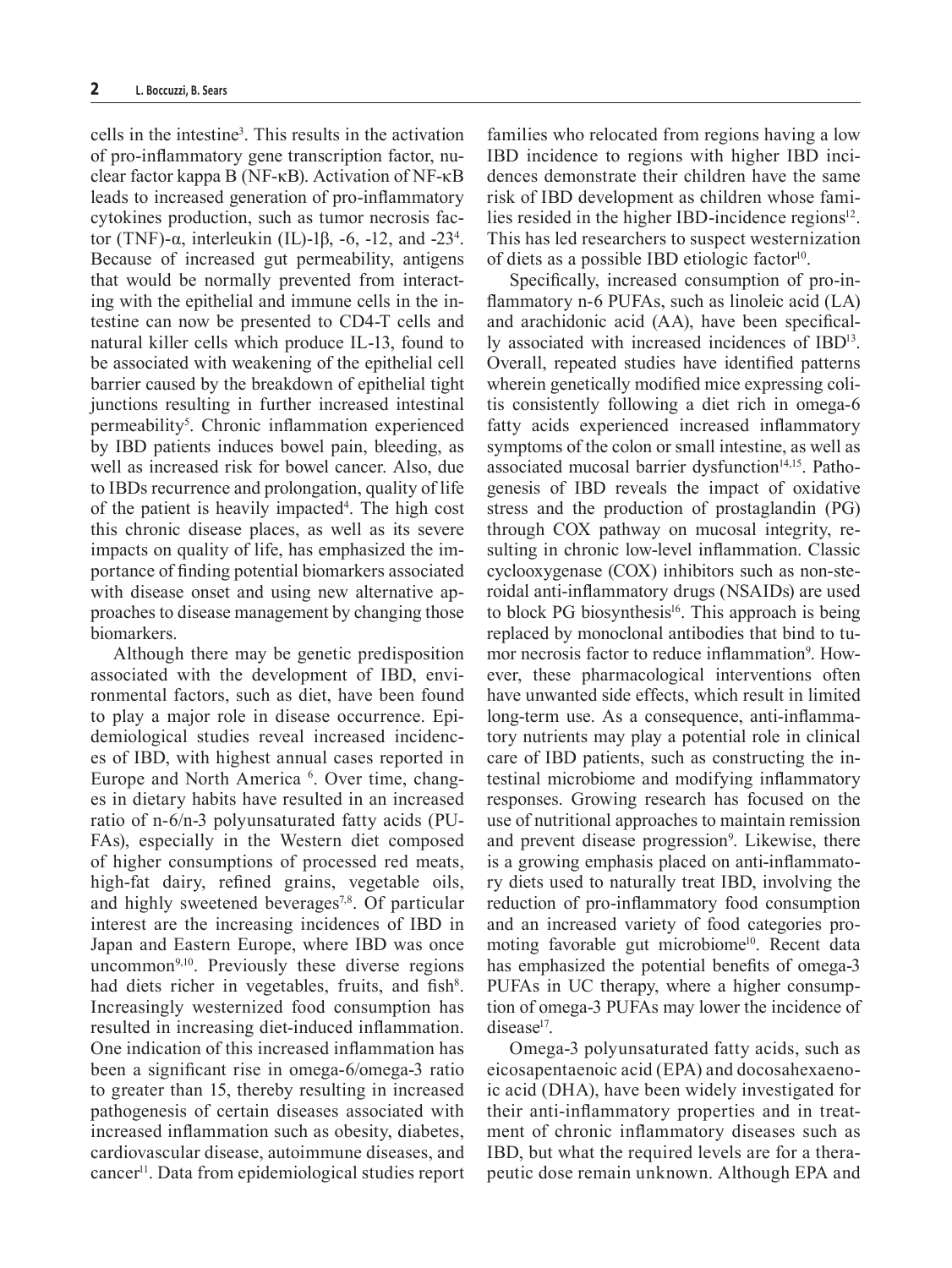cells in the intestine[3]. This results in the activation of pro-inflammatory gene transcription factor, nuclear factor kappa B (NF-κB). Activation of NF-κB leads to increased generation of pro-inflammatory cytokines production, such as tumor necrosis factor (TNF)-α, interleukin (IL)-1β, -6, -12, and -23[4]. Because of increased gut permeability, antigens that would be normally prevented from interacting with the epithelial and immune cells in the intestine can now be presented to CD4-T cells and natural killer cells which produce IL-13, found to be associated with weakening of the epithelial cell barrier caused by the breakdown of epithelial tight junctions resulting in further increased intestinal permeability[5]. Chronic inflammation experienced by IBD patients induces bowel pain, bleeding, as well as increased risk for bowel cancer. Also, due to IBDs recurrence and prolongation, quality of life of the patient is heavily impacted[4]. The high cost this chronic disease places, as well as its severe impacts on quality of life, has emphasized the importance of finding potential biomarkers associated with disease onset and using new alternative approaches to disease management by changing those biomarkers.

Although there may be genetic predisposition associated with the development of IBD, environmental factors, such as diet, have been found to play a major role in disease occurrence. Epidemiological studies reveal increased incidences of IBD, with highest annual cases reported in Europe and North America [6]. Over time, changes in dietary habits have resulted in an increased ratio of n-6/n-3 polyunsaturated fatty acids (PUFAs), especially in the Western diet composed of higher consumptions of processed red meats, high-fat dairy, refined grains, vegetable oils, and highly sweetened beverages[7,8]. Of particular interest are the increasing incidences of IBD in Japan and Eastern Europe, where IBD was once uncommon[9,10]. Previously these diverse regions had diets richer in vegetables, fruits, and fish[8]. Increasingly westernized food consumption has resulted in increasing diet-induced inflammation. One indication of this increased inflammation has been a significant rise in omega-6/omega-3 ratio to greater than 15, thereby resulting in increased pathogenesis of certain diseases associated with increased inflammation such as obesity, diabetes, cardiovascular disease, autoimmune diseases, and cancer[11]. Data from epidemiological studies report families who relocated from regions having a low IBD incidence to regions with higher IBD incidences demonstrate their children have the same risk of IBD development as children whose families resided in the higher IBD-incidence regions[12]. This has led researchers to suspect westernization of diets as a possible IBD etiologic factor[10].

Specifically, increased consumption of pro-inflammatory n-6 PUFAs, such as linoleic acid (LA) and arachidonic acid (AA), have been specifically associated with increased incidences of IBD[13]. Overall, repeated studies have identified patterns wherein genetically modified mice expressing colitis consistently following a diet rich in omega-6 fatty acids experienced increased inflammatory symptoms of the colon or small intestine, as well as associated mucosal barrier dysfunction[14,15]. Pathogenesis of IBD reveals the impact of oxidative stress and the production of prostaglandin (PG) through COX pathway on mucosal integrity, resulting in chronic low-level inflammation. Classic cyclooxygenase (COX) inhibitors such as non-steroidal anti-inflammatory drugs (NSAIDs) are used to block PG biosynthesis[16]. This approach is being replaced by monoclonal antibodies that bind to tumor necrosis factor to reduce inflammation[9]. However, these pharmacological interventions often have unwanted side effects, which result in limited long-term use. As a consequence, anti-inflammatory nutrients may play a potential role in clinical care of IBD patients, such as constructing the intestinal microbiome and modifying inflammatory responses. Growing research has focused on the use of nutritional approaches to maintain remission and prevent disease progression[9]. Likewise, there is a growing emphasis placed on anti-inflammatory diets used to naturally treat IBD, involving the reduction of pro-inflammatory food consumption and an increased variety of food categories promoting favorable gut microbiome[10]. Recent data has emphasized the potential benefits of omega-3 PUFAs in UC therapy, where a higher consumption of omega-3 PUFAs may lower the incidence of disease[17].

Omega-3 polyunsaturated fatty acids, such as eicosapentaenoic acid (EPA) and docosahexaenoic acid (DHA), have been widely investigated for their anti-inflammatory properties and in treatment of chronic inflammatory diseases such as IBD, but what the required levels are for a therapeutic dose remain unknown. Although EPA and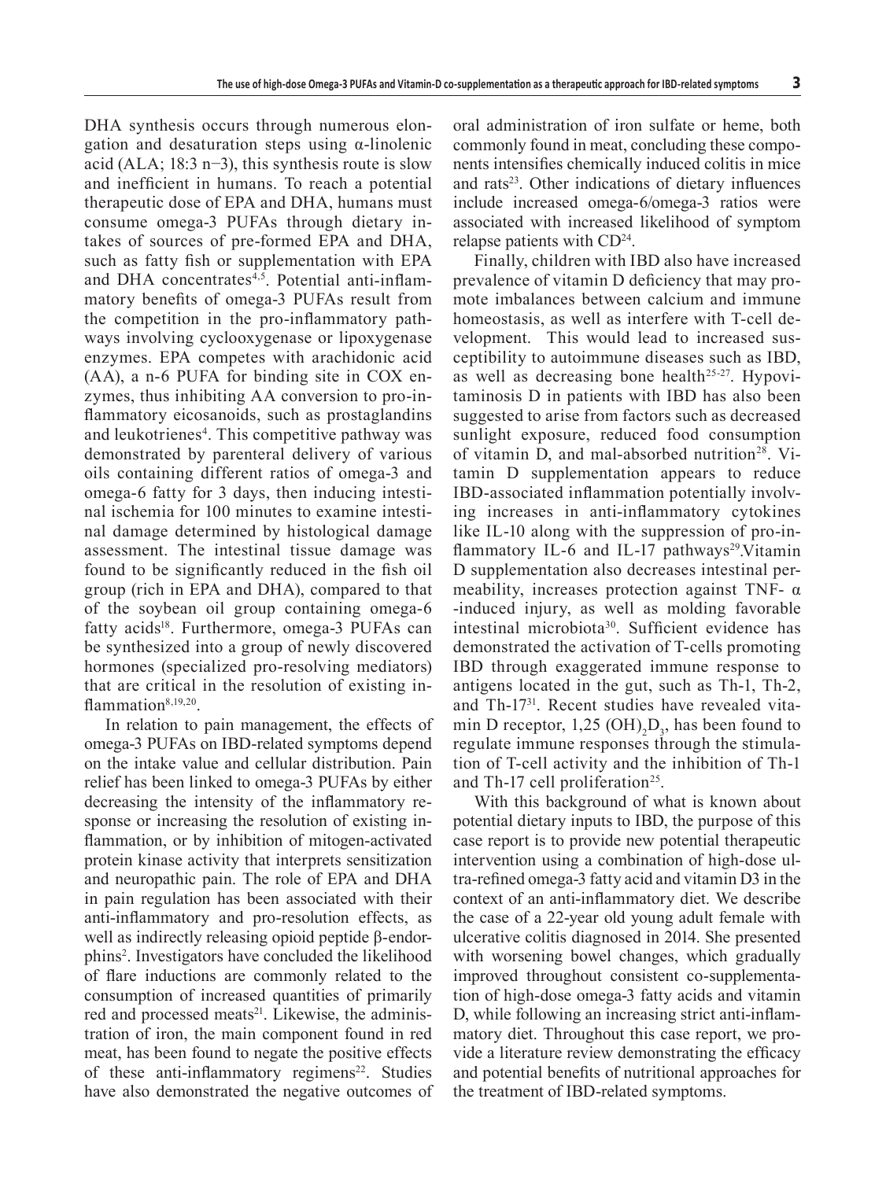DHA synthesis occurs through numerous elongation and desaturation steps using α-linolenic acid (ALA; 18:3 n−3), this synthesis route is slow and inefficient in humans. To reach a potential therapeutic dose of EPA and DHA, humans must consume omega-3 PUFAs through dietary intakes of sources of pre-formed EPA and DHA, such as fatty fish or supplementation with EPA and DHA concentrates[4,5]. Potential anti-inflammatory benefits of omega-3 PUFAs result from the competition in the pro-inflammatory pathways involving cyclooxygenase or lipoxygenase enzymes. EPA competes with arachidonic acid (AA), a n-6 PUFA for binding site in COX enzymes, thus inhibiting AA conversion to pro-inflammatory eicosanoids, such as prostaglandins and leukotrienes[4]. This competitive pathway was demonstrated by parenteral delivery of various oils containing different ratios of omega-3 and omega-6 fatty for 3 days, then inducing intestinal ischemia for 100 minutes to examine intestinal damage determined by histological damage assessment. The intestinal tissue damage was found to be significantly reduced in the fish oil group (rich in EPA and DHA), compared to that of the soybean oil group containing omega-6 fatty acids[18]. Furthermore, omega-3 PUFAs can be synthesized into a group of newly discovered hormones (specialized pro-resolving mediators) that are critical in the resolution of existing inflammation[8,19,20].

In relation to pain management, the effects of omega-3 PUFAs on IBD-related symptoms depend on the intake value and cellular distribution. Pain relief has been linked to omega-3 PUFAs by either decreasing the intensity of the inflammatory response or increasing the resolution of existing inflammation, or by inhibition of mitogen-activated protein kinase activity that interprets sensitization and neuropathic pain. The role of EPA and DHA in pain regulation has been associated with their anti-inflammatory and pro-resolution effects, as well as indirectly releasing opioid peptide β-endorphins[2]. Investigators have concluded the likelihood of flare inductions are commonly related to the consumption of increased quantities of primarily red and processed meats[21]. Likewise, the administration of iron, the main component found in red meat, has been found to negate the positive effects of these anti-inflammatory regimens[22]. Studies have also demonstrated the negative outcomes of oral administration of iron sulfate or heme, both commonly found in meat, concluding these components intensifies chemically induced colitis in mice and rats[23]. Other indications of dietary influences include increased omega-6/omega-3 ratios were associated with increased likelihood of symptom relapse patients with CD[24].

Finally, children with IBD also have increased prevalence of vitamin D deficiency that may promote imbalances between calcium and immune homeostasis, as well as interfere with T-cell development. This would lead to increased susceptibility to autoimmune diseases such as IBD, as well as decreasing bone health[25-27]. Hypovitaminosis D in patients with IBD has also been suggested to arise from factors such as decreased sunlight exposure, reduced food consumption of vitamin D, and mal-absorbed nutrition[28]. Vitamin D supplementation appears to reduce IBD-associated inflammation potentially involving increases in anti-inflammatory cytokines like IL-10 along with the suppression of pro-inflammatory IL-6 and IL-17 pathways[29].Vitamin D supplementation also decreases intestinal permeability, increases protection against TNF- α -induced injury, as well as molding favorable intestinal microbiota[30]. Sufficient evidence has demonstrated the activation of T-cells promoting IBD through exaggerated immune response to antigens located in the gut, such as Th-1, Th-2, and Th-17[31]. Recent studies have revealed vitamin D receptor, 1,25 $(OH)_2D_3$, has been found to regulate immune responses through the stimulation of T-cell activity and the inhibition of Th-1 and Th-17 cell proliferation[25].

With this background of what is known about potential dietary inputs to IBD, the purpose of this case report is to provide new potential therapeutic intervention using a combination of high-dose ultra-refined omega-3 fatty acid and vitamin D3 in the context of an anti-inflammatory diet. We describe the case of a 22-year old young adult female with ulcerative colitis diagnosed in 2014. She presented with worsening bowel changes, which gradually improved throughout consistent co-supplementation of high-dose omega-3 fatty acids and vitamin D, while following an increasing strict anti-inflammatory diet. Throughout this case report, we provide a literature review demonstrating the efficacy and potential benefits of nutritional approaches for the treatment of IBD-related symptoms.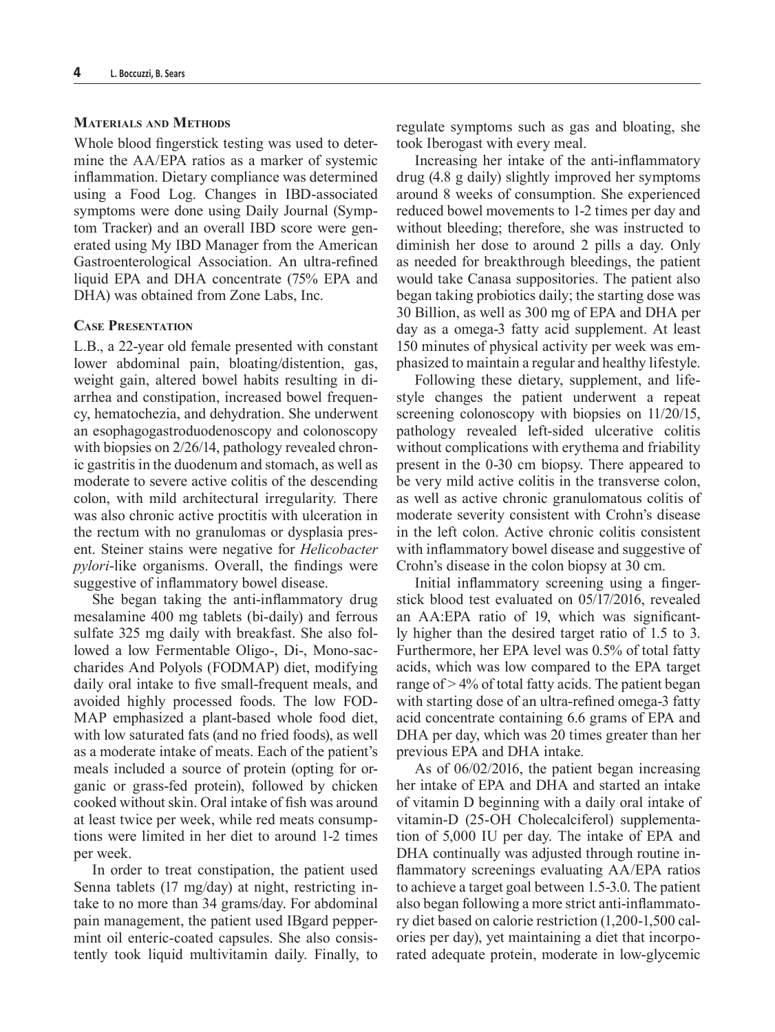## Materials and Methods

Whole blood fingerstick testing was used to determine the AA/EPA ratios as a marker of systemic inflammation. Dietary compliance was determined using a Food Log. Changes in IBD-associated symptoms were done using Daily Journal (Symptom Tracker) and an overall IBD score were generated using My IBD Manager from the American Gastroenterological Association. An ultra-refined liquid EPA and DHA concentrate (75% EPA and DHA) was obtained from Zone Labs, Inc.

## Case Presentation

L.B., a 22-year old female presented with constant lower abdominal pain, bloating/distention, gas, weight gain, altered bowel habits resulting in diarrhea and constipation, increased bowel frequency, hematochezia, and dehydration. She underwent an esophagogastroduodenoscopy and colonoscopy with biopsies on 2/26/14, pathology revealed chronic gastritis in the duodenum and stomach, as well as moderate to severe active colitis of the descending colon, with mild architectural irregularity. There was also chronic active proctitis with ulceration in the rectum with no granulomas or dysplasia present. Steiner stains were negative for *Helicobacter pylori*-like organisms. Overall, the findings were suggestive of inflammatory bowel disease.

She began taking the anti-inflammatory drug mesalamine 400 mg tablets (bi-daily) and ferrous sulfate 325 mg daily with breakfast. She also followed a low Fermentable Oligo-, Di-, Mono-saccharides And Polyols (FODMAP) diet, modifying daily oral intake to five small-frequent meals, and avoided highly processed foods. The low FODMAP emphasized a plant-based whole food diet, with low saturated fats (and no fried foods), as well as a moderate intake of meats. Each of the patient's meals included a source of protein (opting for organic or grass-fed protein), followed by chicken cooked without skin. Oral intake of fish was around at least twice per week, while red meats consumptions were limited in her diet to around 1-2 times per week.

In order to treat constipation, the patient used Senna tablets (17 mg/day) at night, restricting intake to no more than 34 grams/day. For abdominal pain management, the patient used IBgard peppermint oil enteric-coated capsules. She also consistently took liquid multivitamin daily. Finally, to regulate symptoms such as gas and bloating, she took Iberogast with every meal.

Increasing her intake of the anti-inflammatory drug (4.8 g daily) slightly improved her symptoms around 8 weeks of consumption. She experienced reduced bowel movements to 1-2 times per day and without bleeding; therefore, she was instructed to diminish her dose to around 2 pills a day. Only as needed for breakthrough bleedings, the patient would take Canasa suppositories. The patient also began taking probiotics daily; the starting dose was 30 Billion, as well as 300 mg of EPA and DHA per day as a omega-3 fatty acid supplement. At least 150 minutes of physical activity per week was emphasized to maintain a regular and healthy lifestyle.

Following these dietary, supplement, and lifestyle changes the patient underwent a repeat screening colonoscopy with biopsies on 11/20/15, pathology revealed left-sided ulcerative colitis without complications with erythema and friability present in the 0-30 cm biopsy. There appeared to be very mild active colitis in the transverse colon, as well as active chronic granulomatous colitis of moderate severity consistent with Crohn's disease in the left colon. Active chronic colitis consistent with inflammatory bowel disease and suggestive of Crohn's disease in the colon biopsy at 30 cm.

Initial inflammatory screening using a fingerstick blood test evaluated on 05/17/2016, revealed an AA:EPA ratio of 19, which was significantly higher than the desired target ratio of 1.5 to 3. Furthermore, her EPA level was 0.5% of total fatty acids, which was low compared to the EPA target range of > 4% of total fatty acids. The patient began with starting dose of an ultra-refined omega-3 fatty acid concentrate containing 6.6 grams of EPA and DHA per day, which was 20 times greater than her previous EPA and DHA intake.

As of 06/02/2016, the patient began increasing her intake of EPA and DHA and started an intake of vitamin D beginning with a daily oral intake of vitamin-D (25-OH Cholecalciferol) supplementation of 5,000 IU per day. The intake of EPA and DHA continually was adjusted through routine inflammatory screenings evaluating AA/EPA ratios to achieve a target goal between 1.5-3.0. The patient also began following a more strict anti-inflammatory diet based on calorie restriction (1,200-1,500 calories per day), yet maintaining a diet that incorporated adequate protein, moderate in low-glycemic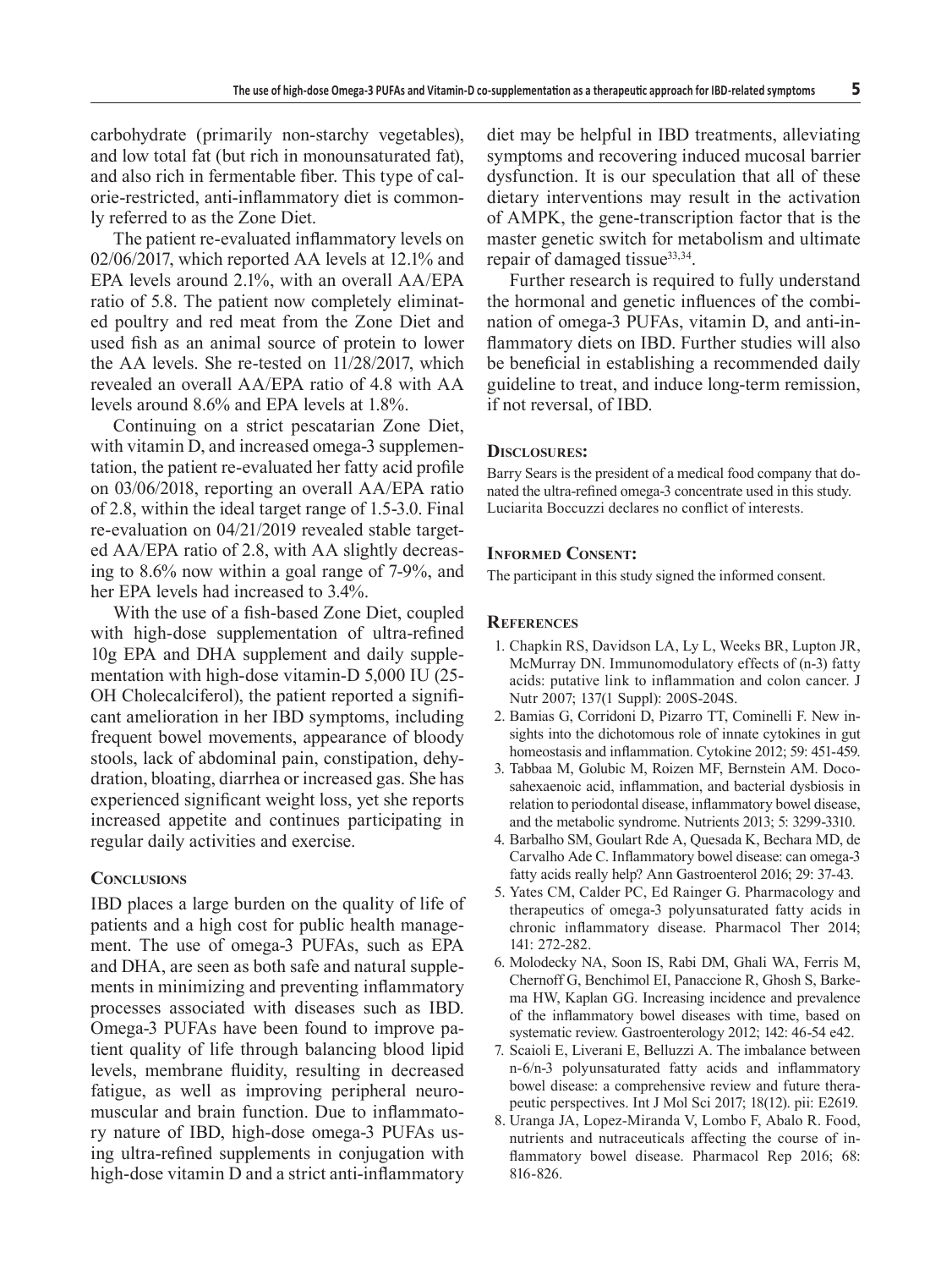carbohydrate (primarily non-starchy vegetables), and low total fat (but rich in monounsaturated fat), and also rich in fermentable fiber. This type of calorie-restricted, anti-inflammatory diet is commonly referred to as the Zone Diet.

The patient re-evaluated inflammatory levels on 02/06/2017, which reported AA levels at 12.1% and EPA levels around 2.1%, with an overall AA/EPA ratio of 5.8. The patient now completely eliminated poultry and red meat from the Zone Diet and used fish as an animal source of protein to lower the AA levels. She re-tested on 11/28/2017, which revealed an overall AA/EPA ratio of 4.8 with AA levels around 8.6% and EPA levels at 1.8%.

Continuing on a strict pescatarian Zone Diet, with vitamin D, and increased omega-3 supplementation, the patient re-evaluated her fatty acid profile on 03/06/2018, reporting an overall AA/EPA ratio of 2.8, within the ideal target range of 1.5-3.0. Final re-evaluation on 04/21/2019 revealed stable targeted AA/EPA ratio of 2.8, with AA slightly decreasing to 8.6% now within a goal range of 7-9%, and her EPA levels had increased to 3.4%.

With the use of a fish-based Zone Diet, coupled with high-dose supplementation of ultra-refined 10g EPA and DHA supplement and daily supplementation with high-dose vitamin-D 5,000 IU (25-OH Cholecalciferol), the patient reported a significant amelioration in her IBD symptoms, including frequent bowel movements, appearance of bloody stools, lack of abdominal pain, constipation, dehydration, bloating, diarrhea or increased gas. She has experienced significant weight loss, yet she reports increased appetite and continues participating in regular daily activities and exercise.

## Conclusions

IBD places a large burden on the quality of life of patients and a high cost for public health management. The use of omega-3 PUFAs, such as EPA and DHA, are seen as both safe and natural supplements in minimizing and preventing inflammatory processes associated with diseases such as IBD. Omega-3 PUFAs have been found to improve patient quality of life through balancing blood lipid levels, membrane fluidity, resulting in decreased fatigue, as well as improving peripheral neuromuscular and brain function. Due to inflammatory nature of IBD, high-dose omega-3 PUFAs using ultra-refined supplements in conjugation with high-dose vitamin D and a strict anti-inflammatory diet may be helpful in IBD treatments, alleviating symptoms and recovering induced mucosal barrier dysfunction. It is our speculation that all of these dietary interventions may result in the activation of AMPK, the gene-transcription factor that is the master genetic switch for metabolism and ultimate repair of damaged tissue[33,34].

Further research is required to fully understand the hormonal and genetic influences of the combination of omega-3 PUFAs, vitamin D, and anti-inflammatory diets on IBD. Further studies will also be beneficial in establishing a recommended daily guideline to treat, and induce long-term remission, if not reversal, of IBD.

## Disclosures:

Barry Sears is the president of a medical food company that donated the ultra-refined omega-3 concentrate used in this study. Luciarita Boccuzzi declares no conflict of interests.

## Informed Consent:

The participant in this study signed the informed consent.

## References

1. Chapkin RS, Davidson LA, Ly L, Weeks BR, Lupton JR, McMurray DN. Immunomodulatory effects of (n-3) fatty acids: putative link to inflammation and colon cancer. J Nutr 2007; 137(1 Suppl): 200S-204S.
2. Bamias G, Corridoni D, Pizarro TT, Cominelli F. New insights into the dichotomous role of innate cytokines in gut homeostasis and inflammation. Cytokine 2012; 59: 451-459.
3. Tabbaa M, Golubic M, Roizen MF, Bernstein AM. Docosahexaenoic acid, inflammation, and bacterial dysbiosis in relation to periodontal disease, inflammatory bowel disease, and the metabolic syndrome. Nutrients 2013; 5: 3299-3310.
4. Barbalho SM, Goulart Rde A, Quesada K, Bechara MD, de Carvalho Ade C. Inflammatory bowel disease: can omega-3 fatty acids really help? Ann Gastroenterol 2016; 29: 37-43.
5. Yates CM, Calder PC, Ed Rainger G. Pharmacology and therapeutics of omega-3 polyunsaturated fatty acids in chronic inflammatory disease. Pharmacol Ther 2014; 141: 272-282.
6. Molodecky NA, Soon IS, Rabi DM, Ghali WA, Ferris M, Chernoff G, Benchimol EI, Panaccione R, Ghosh S, Barkema HW, Kaplan GG. Increasing incidence and prevalence of the inflammatory bowel diseases with time, based on systematic review. Gastroenterology 2012; 142: 46-54 e42.
7. Scaioli E, Liverani E, Belluzzi A. The imbalance between n-6/n-3 polyunsaturated fatty acids and inflammatory bowel disease: a comprehensive review and future therapeutic perspectives. Int J Mol Sci 2017; 18(12). pii: E2619.
8. Uranga JA, Lopez-Miranda V, Lombo F, Abalo R. Food, nutrients and nutraceuticals affecting the course of inflammatory bowel disease. Pharmacol Rep 2016; 68: 816-826.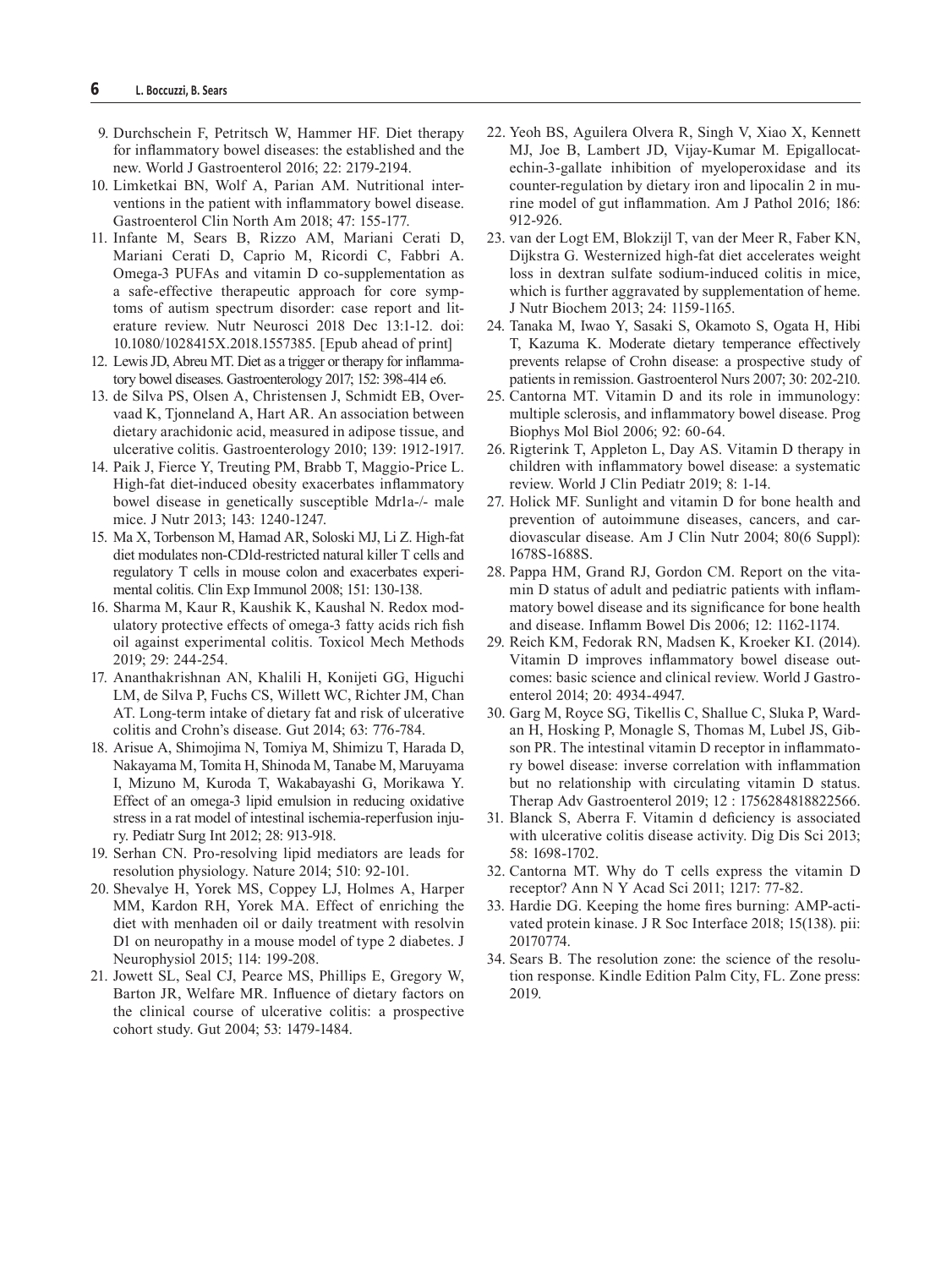9. Durchschein F, Petritsch W, Hammer HF. Diet therapy for inflammatory bowel diseases: the established and the new. World J Gastroenterol 2016; 22: 2179-2194.
10. Limketkai BN, Wolf A, Parian AM. Nutritional interventions in the patient with inflammatory bowel disease. Gastroenterol Clin North Am 2018; 47: 155-177.
11. Infante M, Sears B, Rizzo AM, Mariani Cerati D, Mariani Cerati D, Caprio M, Ricordi C, Fabbri A. Omega-3 PUFAs and vitamin D co-supplementation as a safe-effective therapeutic approach for core symptoms of autism spectrum disorder: case report and literature review. Nutr Neurosci 2018 Dec 13:1-12. doi: 10.1080/1028415X.2018.1557385. [Epub ahead of print]
12. Lewis JD, Abreu MT. Diet as a trigger or therapy for inflammatory bowel diseases. Gastroenterology 2017; 152: 398-414 e6.
13. de Silva PS, Olsen A, Christensen J, Schmidt EB, Overvaad K, Tjonneland A, Hart AR. An association between dietary arachidonic acid, measured in adipose tissue, and ulcerative colitis. Gastroenterology 2010; 139: 1912-1917.
14. Paik J, Fierce Y, Treuting PM, Brabb T, Maggio-Price L. High-fat diet-induced obesity exacerbates inflammatory bowel disease in genetically susceptible Mdr1a-/- male mice. J Nutr 2013; 143: 1240-1247.
15. Ma X, Torbenson M, Hamad AR, Soloski MJ, Li Z. High-fat diet modulates non-CD1d-restricted natural killer T cells and regulatory T cells in mouse colon and exacerbates experimental colitis. Clin Exp Immunol 2008; 151: 130-138.
16. Sharma M, Kaur R, Kaushik K, Kaushal N. Redox modulatory protective effects of omega-3 fatty acids rich fish oil against experimental colitis. Toxicol Mech Methods 2019; 29: 244-254.
17. Ananthakrishnan AN, Khalili H, Konijeti GG, Higuchi LM, de Silva P, Fuchs CS, Willett WC, Richter JM, Chan AT. Long-term intake of dietary fat and risk of ulcerative colitis and Crohn's disease. Gut 2014; 63: 776-784.
18. Arisue A, Shimojima N, Tomiya M, Shimizu T, Harada D, Nakayama M, Tomita H, Shinoda M, Tanabe M, Maruyama I, Mizuno M, Kuroda T, Wakabayashi G, Morikawa Y. Effect of an omega-3 lipid emulsion in reducing oxidative stress in a rat model of intestinal ischemia-reperfusion injury. Pediatr Surg Int 2012; 28: 913-918.
19. Serhan CN. Pro-resolving lipid mediators are leads for resolution physiology. Nature 2014; 510: 92-101.
20. Shevalye H, Yorek MS, Coppey LJ, Holmes A, Harper MM, Kardon RH, Yorek MA. Effect of enriching the diet with menhaden oil or daily treatment with resolvin D1 on neuropathy in a mouse model of type 2 diabetes. J Neurophysiol 2015; 114: 199-208.
21. Jowett SL, Seal CJ, Pearce MS, Phillips E, Gregory W, Barton JR, Welfare MR. Influence of dietary factors on the clinical course of ulcerative colitis: a prospective cohort study. Gut 2004; 53: 1479-1484.
22. Yeoh BS, Aguilera Olvera R, Singh V, Xiao X, Kennett MJ, Joe B, Lambert JD, Vijay-Kumar M. Epigallocatechin-3-gallate inhibition of myeloperoxidase and its counter-regulation by dietary iron and lipocalin 2 in murine model of gut inflammation. Am J Pathol 2016; 186: 912-926.
23. van der Logt EM, Blokzijl T, van der Meer R, Faber KN, Dijkstra G. Westernized high-fat diet accelerates weight loss in dextran sulfate sodium-induced colitis in mice, which is further aggravated by supplementation of heme. J Nutr Biochem 2013; 24: 1159-1165.
24. Tanaka M, Iwao Y, Sasaki S, Okamoto S, Ogata H, Hibi T, Kazuma K. Moderate dietary temperance effectively prevents relapse of Crohn disease: a prospective study of patients in remission. Gastroenterol Nurs 2007; 30: 202-210.
25. Cantorna MT. Vitamin D and its role in immunology: multiple sclerosis, and inflammatory bowel disease. Prog Biophys Mol Biol 2006; 92: 60-64.
26. Rigterink T, Appleton L, Day AS. Vitamin D therapy in children with inflammatory bowel disease: a systematic review. World J Clin Pediatr 2019; 8: 1-14.
27. Holick MF. Sunlight and vitamin D for bone health and prevention of autoimmune diseases, cancers, and cardiovascular disease. Am J Clin Nutr 2004; 80(6 Suppl): 1678S-1688S.
28. Pappa HM, Grand RJ, Gordon CM. Report on the vitamin D status of adult and pediatric patients with inflammatory bowel disease and its significance for bone health and disease. Inflamm Bowel Dis 2006; 12: 1162-1174.
29. Reich KM, Fedorak RN, Madsen K, Kroeker KI. (2014). Vitamin D improves inflammatory bowel disease outcomes: basic science and clinical review. World J Gastroenterol 2014; 20: 4934-4947.
30. Garg M, Royce SG, Tikellis C, Shallue C, Sluka P, Wardan H, Hosking P, Monagle S, Thomas M, Lubel JS, Gibson PR. The intestinal vitamin D receptor in inflammatory bowel disease: inverse correlation with inflammation but no relationship with circulating vitamin D status. Therap Adv Gastroenterol 2019; 12 : 1756284818822566.
31. Blanck S, Aberra F. Vitamin d deficiency is associated with ulcerative colitis disease activity. Dig Dis Sci 2013; 58: 1698-1702.
32. Cantorna MT. Why do T cells express the vitamin D receptor? Ann N Y Acad Sci 2011; 1217: 77-82.
33. Hardie DG. Keeping the home fires burning: AMP-activated protein kinase. J R Soc Interface 2018; 15(138). pii: 20170774.
34. Sears B. The resolution zone: the science of the resolution response. Kindle Edition Palm City, FL. Zone press: 2019.